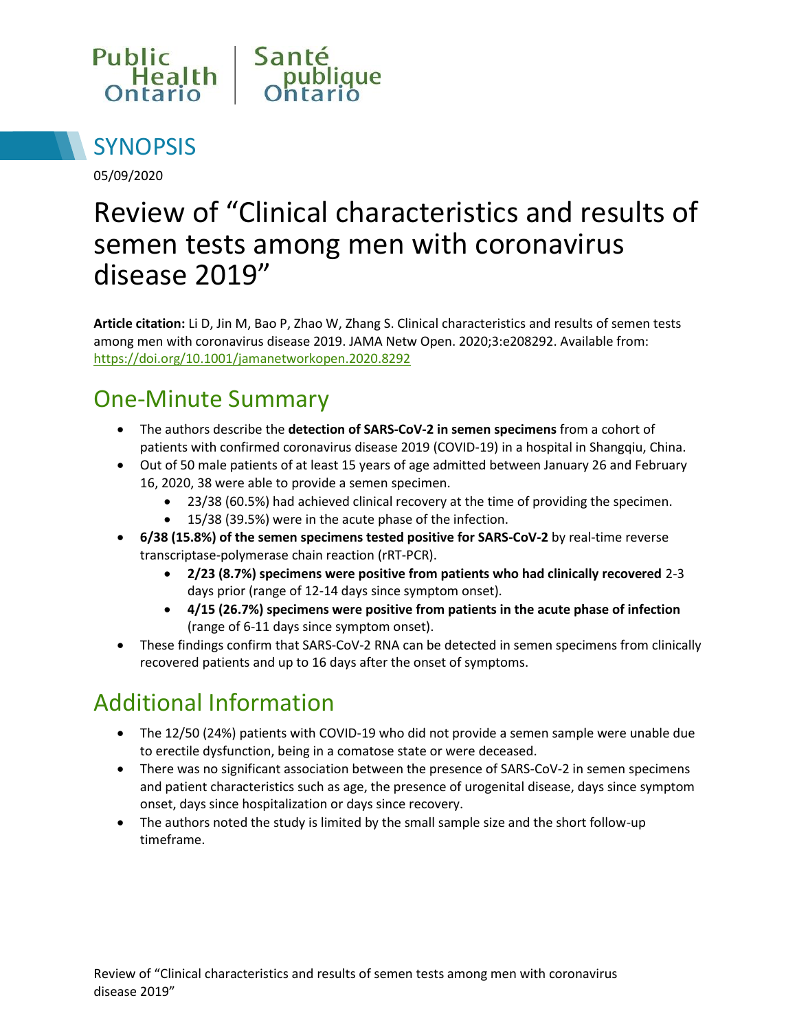Public Health Ontario | Santé publique Ontario

# SYNOPSIS

05/09/2020

# Review of "Clinical characteristics and results of semen tests among men with coronavirus disease 2019"

**Article citation:** Li D, Jin M, Bao P, Zhao W, Zhang S. Clinical characteristics and results of semen tests among men with coronavirus disease 2019. JAMA Netw Open. 2020;3:e208292. Available from: https://doi.org/10.1001/jamanetworkopen.2020.8292

## One-Minute Summary

- The authors describe the **detection of SARS-CoV-2 in semen specimens** from a cohort of patients with confirmed coronavirus disease 2019 (COVID-19) in a hospital in Shangqiu, China.
- Out of 50 male patients of at least 15 years of age admitted between January 26 and February 16, 2020, 38 were able to provide a semen specimen.
    - 23/38 (60.5%) had achieved clinical recovery at the time of providing the specimen.
    - 15/38 (39.5%) were in the acute phase of the infection.
- **6/38 (15.8%) of the semen specimens tested positive for SARS-CoV-2** by real-time reverse transcriptase-polymerase chain reaction (rRT-PCR).
    - **2/23 (8.7%) specimens were positive from patients who had clinically recovered** 2-3 days prior (range of 12-14 days since symptom onset).
    - **4/15 (26.7%) specimens were positive from patients in the acute phase of infection** (range of 6-11 days since symptom onset).
- These findings confirm that SARS-CoV-2 RNA can be detected in semen specimens from clinically recovered patients and up to 16 days after the onset of symptoms.

## Additional Information

- The 12/50 (24%) patients with COVID-19 who did not provide a semen sample were unable due to erectile dysfunction, being in a comatose state or were deceased.
- There was no significant association between the presence of SARS-CoV-2 in semen specimens and patient characteristics such as age, the presence of urogenital disease, days since symptom onset, days since hospitalization or days since recovery.
- The authors noted the study is limited by the small sample size and the short follow-up timeframe.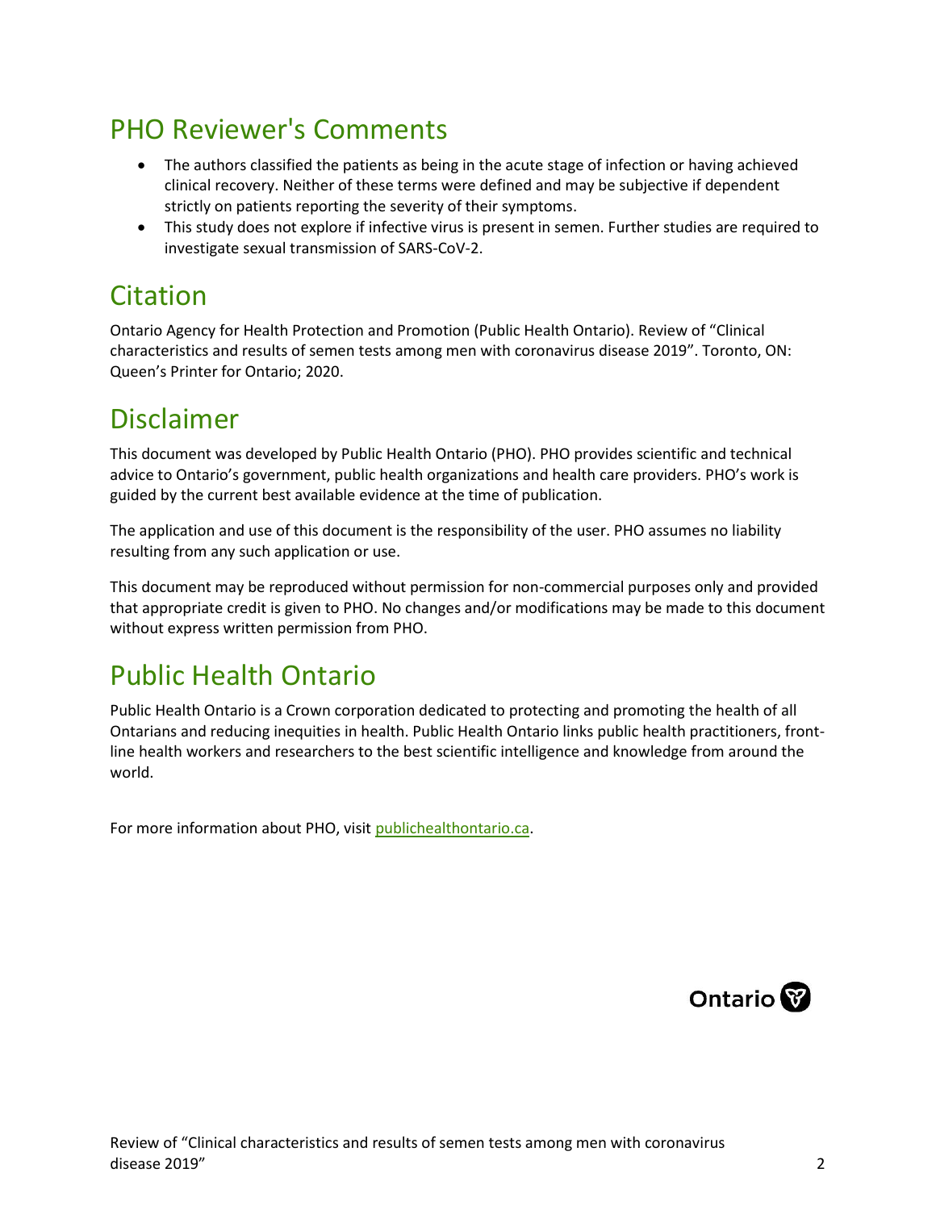## PHO Reviewer's Comments

- The authors classified the patients as being in the acute stage of infection or having achieved clinical recovery. Neither of these terms were defined and may be subjective if dependent strictly on patients reporting the severity of their symptoms.
- This study does not explore if infective virus is present in semen. Further studies are required to investigate sexual transmission of SARS-CoV-2.

## Citation

Ontario Agency for Health Protection and Promotion (Public Health Ontario). Review of "Clinical characteristics and results of semen tests among men with coronavirus disease 2019". Toronto, ON: Queen's Printer for Ontario; 2020.

## Disclaimer

This document was developed by Public Health Ontario (PHO). PHO provides scientific and technical advice to Ontario's government, public health organizations and health care providers. PHO's work is guided by the current best available evidence at the time of publication.

The application and use of this document is the responsibility of the user. PHO assumes no liability resulting from any such application or use.

This document may be reproduced without permission for non-commercial purposes only and provided that appropriate credit is given to PHO. No changes and/or modifications may be made to this document without express written permission from PHO.

## Public Health Ontario

Public Health Ontario is a Crown corporation dedicated to protecting and promoting the health of all Ontarians and reducing inequities in health. Public Health Ontario links public health practitioners, front-line health workers and researchers to the best scientific intelligence and knowledge from around the world.

For more information about PHO, visit publichealthontario.ca.

Ontario